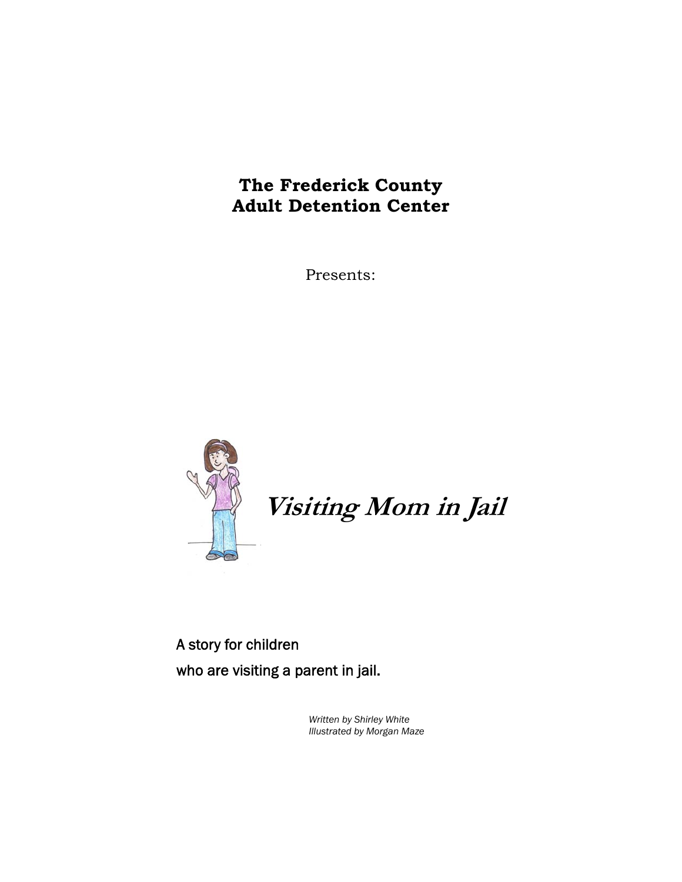**The Frederick County**
**Adult Detention Center**

Presents:

# *Visiting Mom in Jail*

A story for children
who are visiting a parent in jail.

*Written by Shirley White*
*Illustrated by Morgan Maze*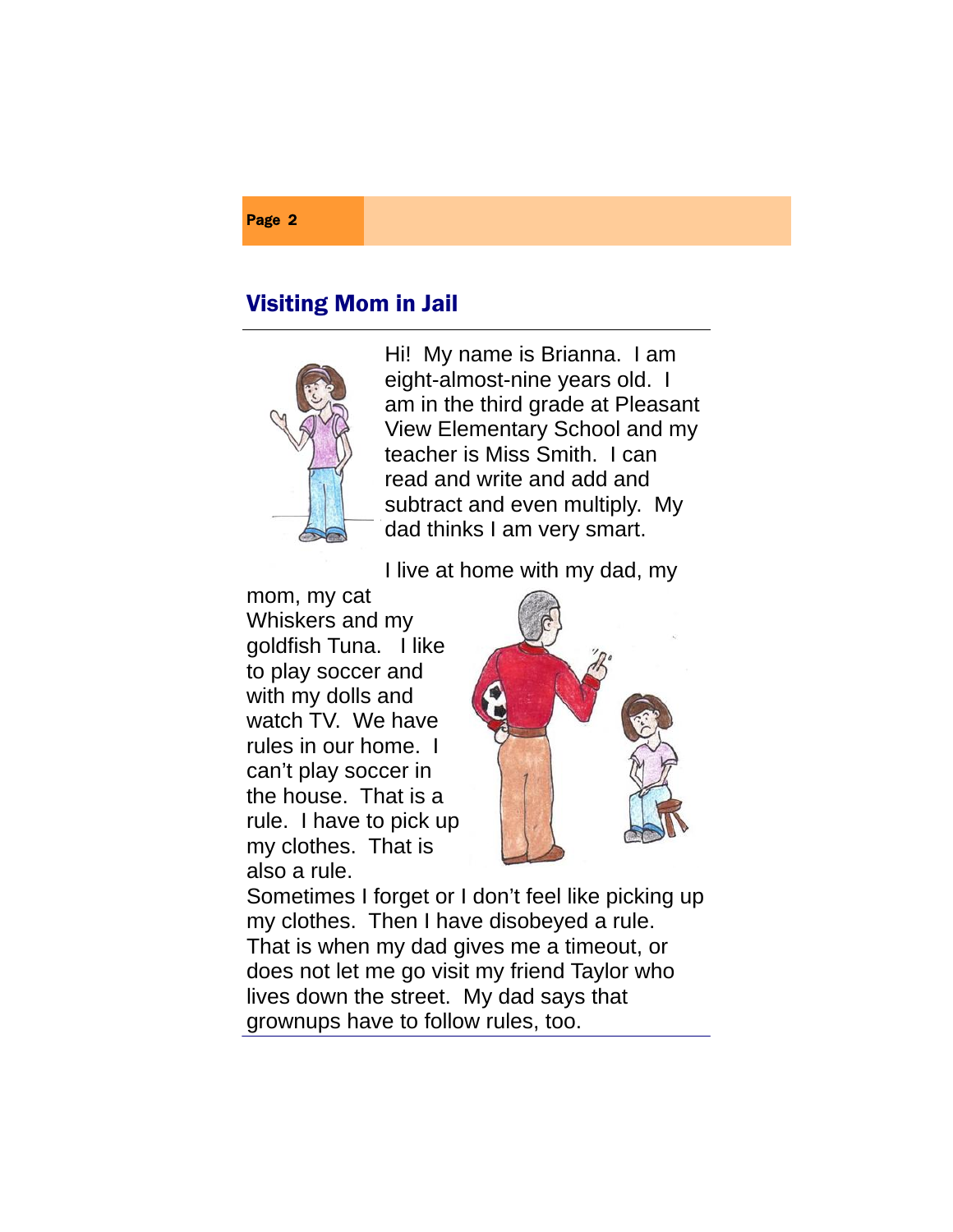## Visiting Mom in Jail

Hi! My name is Brianna. I am eight-almost-nine years old. I am in the third grade at Pleasant View Elementary School and my teacher is Miss Smith. I can read and write and add and subtract and even multiply. My dad thinks I am very smart.

I live at home with my dad, my mom, my cat Whiskers and my goldfish Tuna. I like to play soccer and with my dolls and watch TV. We have rules in our home. I can't play soccer in the house. That is a rule. I have to pick up my clothes. That is also a rule. Sometimes I forget or I don't feel like picking up my clothes. Then I have disobeyed a rule. That is when my dad gives me a timeout, or does not let me go visit my friend Taylor who lives down the street. My dad says that grownups have to follow rules, too.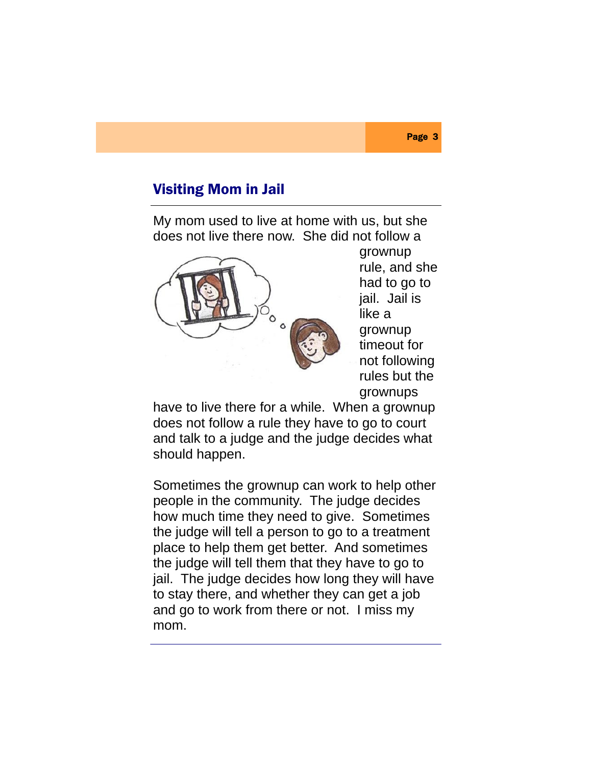## Visiting Mom in Jail

My mom used to live at home with us, but she does not live there now. She did not follow a grownup rule, and she had to go to jail. Jail is like a grownup timeout for not following rules but the grownups have to live there for a while. When a grownup does not follow a rule they have to go to court and talk to a judge and the judge decides what should happen.

Sometimes the grownup can work to help other people in the community. The judge decides how much time they need to give. Sometimes the judge will tell a person to go to a treatment place to help them get better. And sometimes the judge will tell them that they have to go to jail. The judge decides how long they will have to stay there, and whether they can get a job and go to work from there or not. I miss my mom.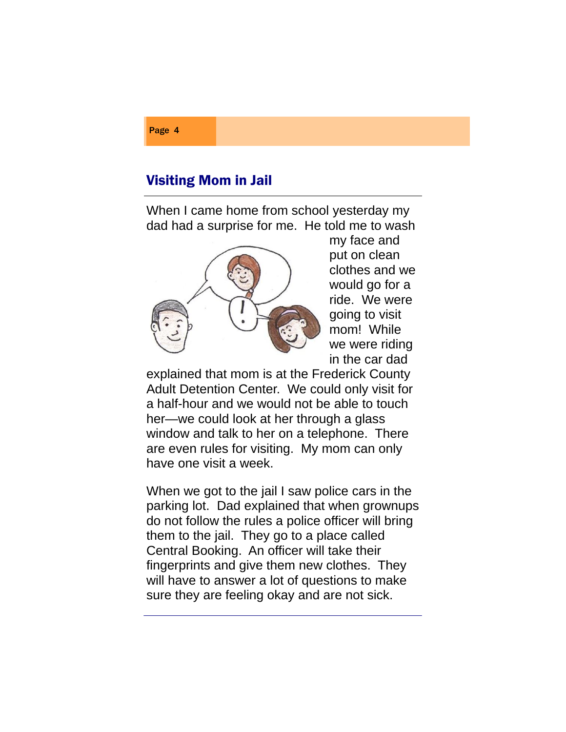## Visiting Mom in Jail

When I came home from school yesterday my dad had a surprise for me. He told me to wash my face and put on clean clothes and we would go for a ride. We were going to visit mom! While we were riding in the car dad explained that mom is at the Frederick County Adult Detention Center. We could only visit for a half-hour and we would not be able to touch her—we could look at her through a glass window and talk to her on a telephone. There are even rules for visiting. My mom can only have one visit a week.

When we got to the jail I saw police cars in the parking lot. Dad explained that when grownups do not follow the rules a police officer will bring them to the jail. They go to a place called Central Booking. An officer will take their fingerprints and give them new clothes. They will have to answer a lot of questions to make sure they are feeling okay and are not sick.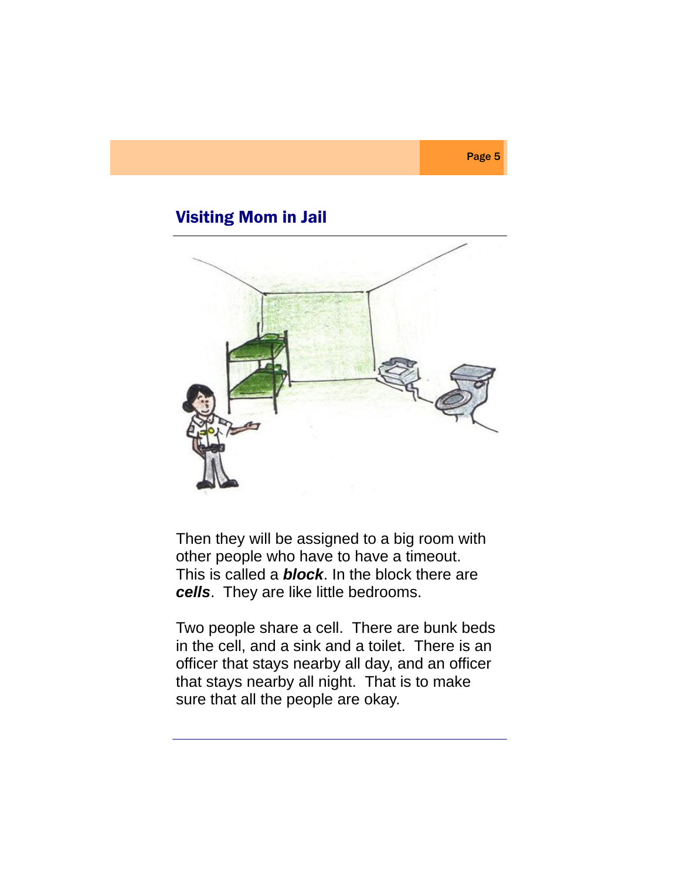## Visiting Mom in Jail

Then they will be assigned to a big room with other people who have to have a timeout. This is called a ***block***. In the block there are ***cells***. They are like little bedrooms.

Two people share a cell. There are bunk beds in the cell, and a sink and a toilet. There is an officer that stays nearby all day, and an officer that stays nearby all night. That is to make sure that all the people are okay.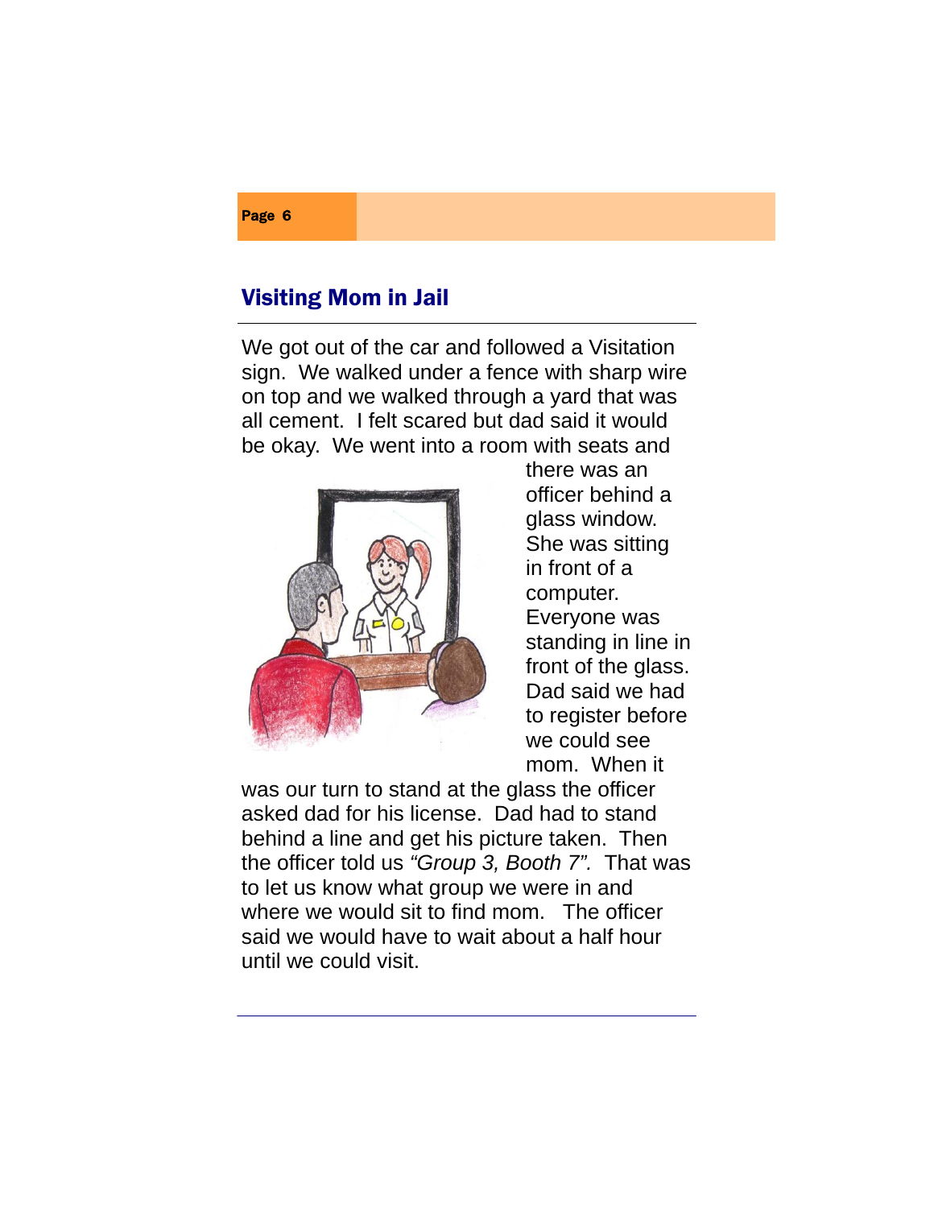## Visiting Mom in Jail

We got out of the car and followed a Visitation sign. We walked under a fence with sharp wire on top and we walked through a yard that was all cement. I felt scared but dad said it would be okay. We went into a room with seats and there was an officer behind a glass window. She was sitting in front of a computer. Everyone was standing in line in front of the glass. Dad said we had to register before we could see mom. When it was our turn to stand at the glass the officer asked dad for his license. Dad had to stand behind a line and get his picture taken. Then the officer told us *"Group 3, Booth 7".* That was to let us know what group we were in and where we would sit to find mom. The officer said we would have to wait about a half hour until we could visit.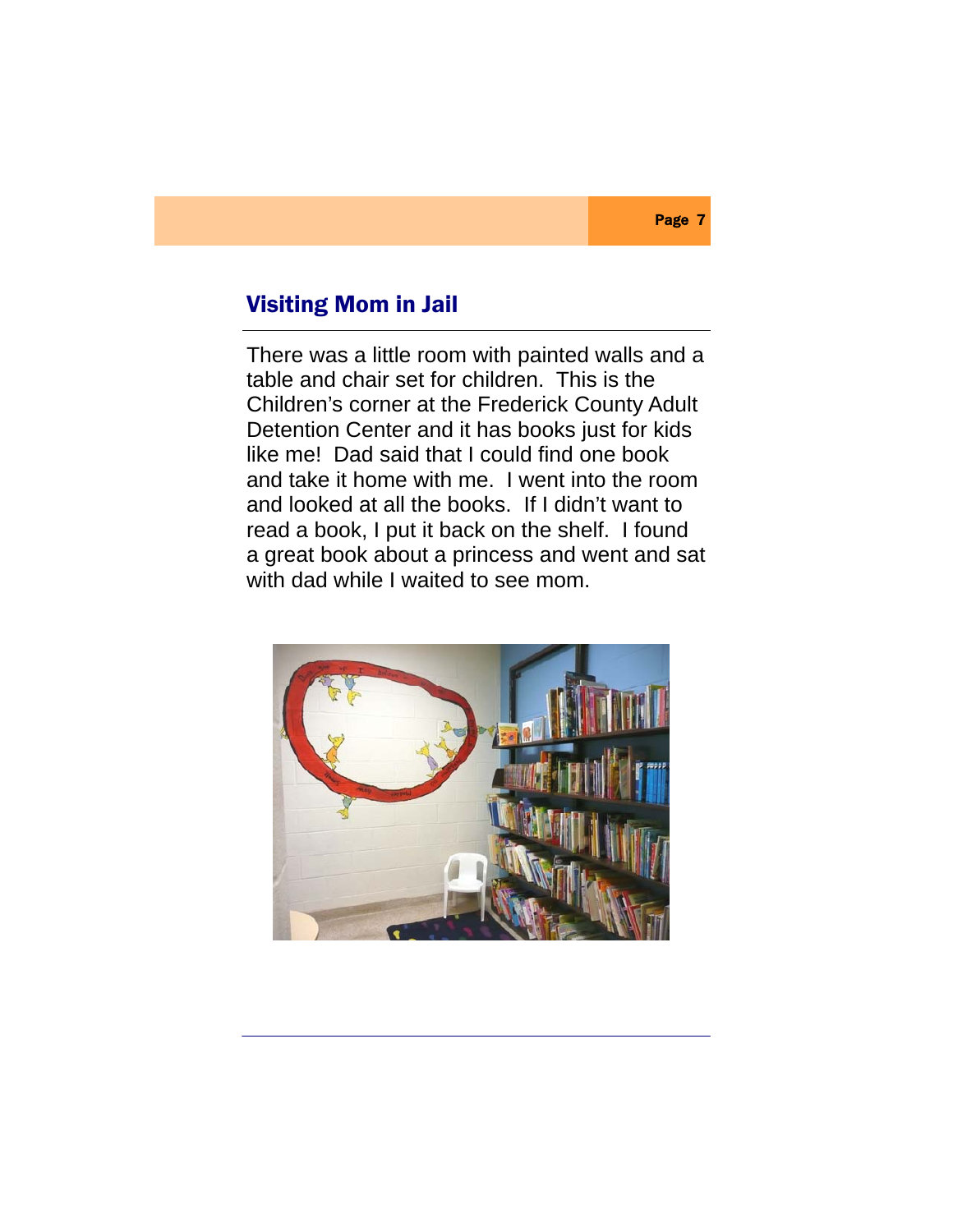## Visiting Mom in Jail

There was a little room with painted walls and a table and chair set for children. This is the Children's corner at the Frederick County Adult Detention Center and it has books just for kids like me! Dad said that I could find one book and take it home with me. I went into the room and looked at all the books. If I didn't want to read a book, I put it back on the shelf. I found a great book about a princess and went and sat with dad while I waited to see mom.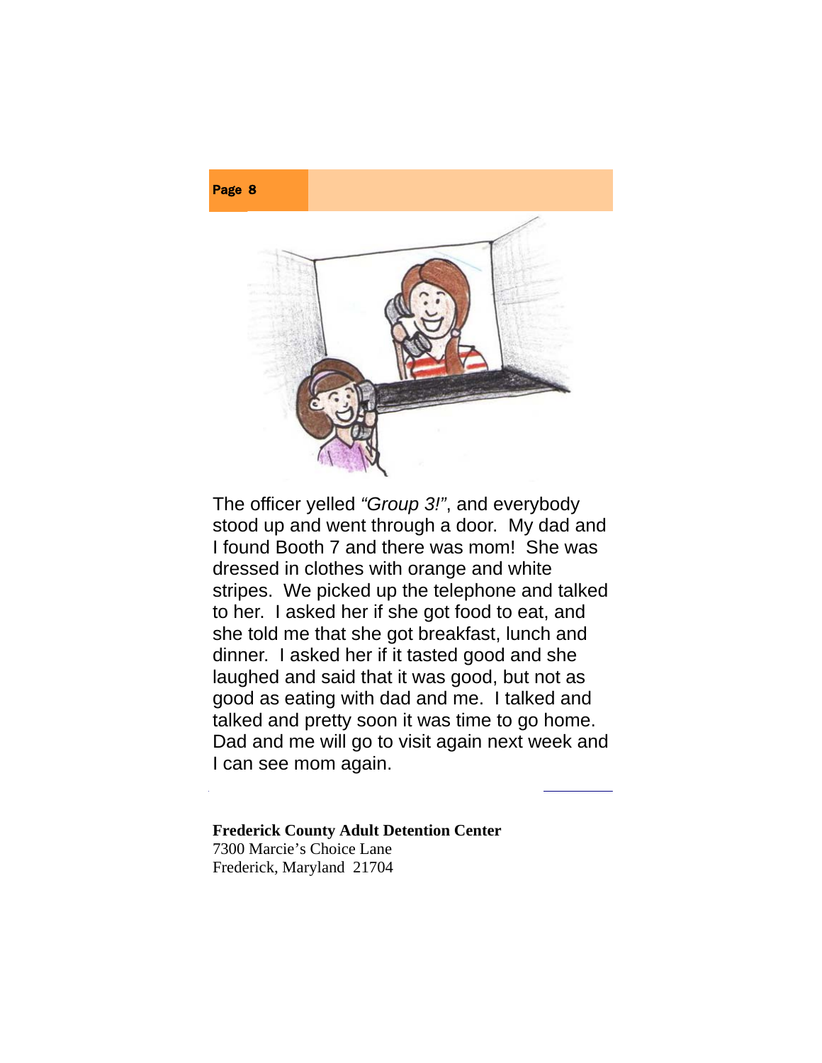The officer yelled *"Group 3!"*, and everybody stood up and went through a door. My dad and I found Booth 7 and there was mom! She was dressed in clothes with orange and white stripes. We picked up the telephone and talked to her. I asked her if she got food to eat, and she told me that she got breakfast, lunch and dinner. I asked her if it tasted good and she laughed and said that it was good, but not as good as eating with dad and me. I talked and talked and pretty soon it was time to go home. Dad and me will go to visit again next week and I can see mom again.

**Frederick County Adult Detention Center**
7300 Marcie's Choice Lane
Frederick, Maryland 21704